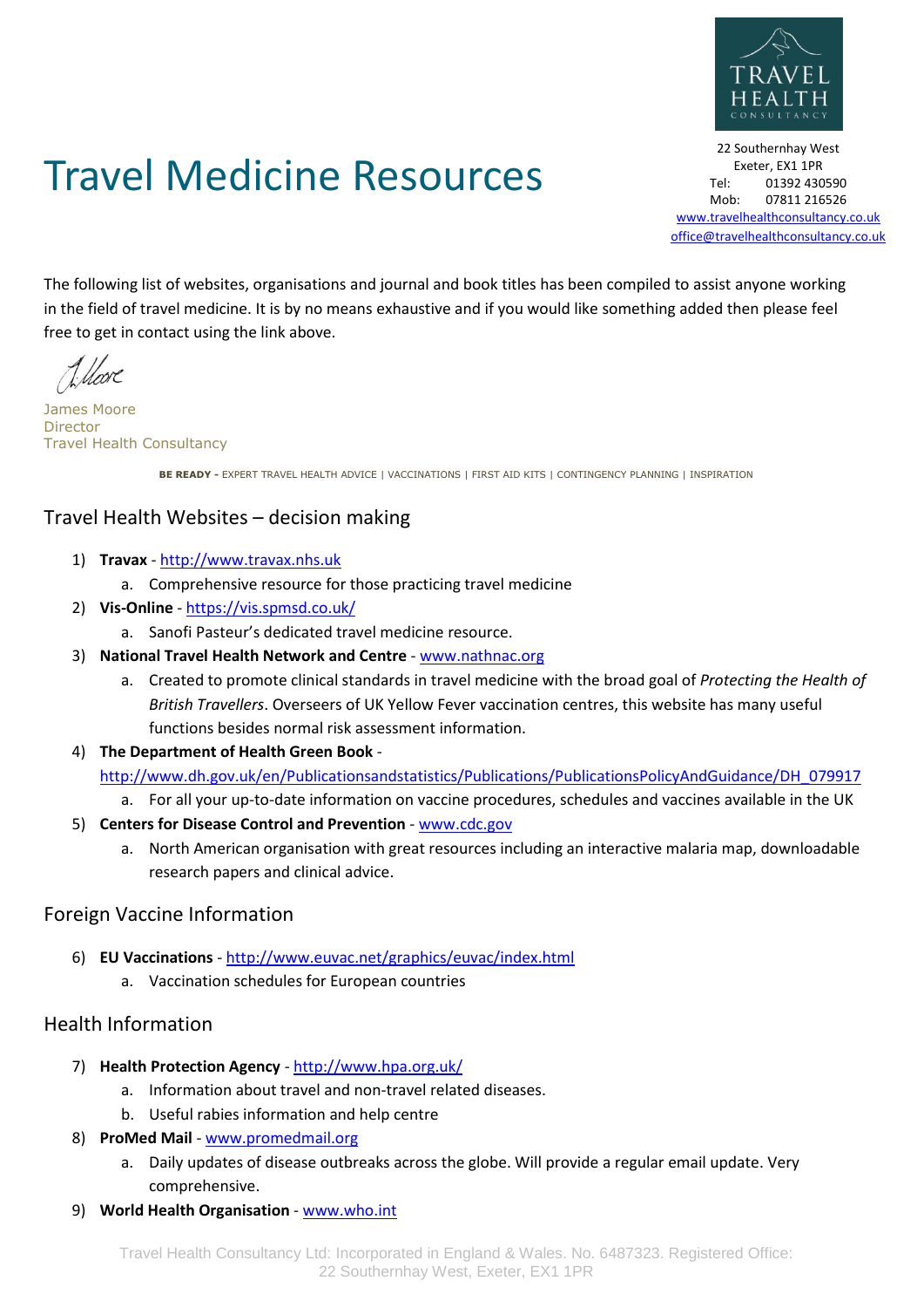# Travel Medicine Resources

22 Southernhay West
Exeter, EX1 1PR
Tel: 01392 430590
Mob: 07811 216526
www.travelhealthconsultancy.co.uk
office@travelhealthconsultancy.co.uk

The following list of websites, organisations and journal and book titles has been compiled to assist anyone working in the field of travel medicine. It is by no means exhaustive and if you would like something added then please feel free to get in contact using the link above.

James Moore
Director
Travel Health Consultancy

**BE READY -** EXPERT TRAVEL HEALTH ADVICE | VACCINATIONS | FIRST AID KITS | CONTINGENCY PLANNING | INSPIRATION

## Travel Health Websites – decision making

1) **Travax** - http://www.travax.nhs.uk
   a. Comprehensive resource for those practicing travel medicine
2) **Vis-Online** - https://vis.spmsd.co.uk/
   a. Sanofi Pasteur's dedicated travel medicine resource.
3) **National Travel Health Network and Centre** - www.nathnac.org
   a. Created to promote clinical standards in travel medicine with the broad goal of *Protecting the Health of British Travellers*. Overseers of UK Yellow Fever vaccination centres, this website has many useful functions besides normal risk assessment information.
4) **The Department of Health Green Book** - http://www.dh.gov.uk/en/Publicationsandstatistics/Publications/PublicationsPolicyAndGuidance/DH_079917
   a. For all your up-to-date information on vaccine procedures, schedules and vaccines available in the UK
5) **Centers for Disease Control and Prevention** - www.cdc.gov
   a. North American organisation with great resources including an interactive malaria map, downloadable research papers and clinical advice.

## Foreign Vaccine Information

6) **EU Vaccinations** - http://www.euvac.net/graphics/euvac/index.html
   a. Vaccination schedules for European countries

## Health Information

7) **Health Protection Agency** - http://www.hpa.org.uk/
   a. Information about travel and non-travel related diseases.
   b. Useful rabies information and help centre
8) **ProMed Mail** - www.promedmail.org
   a. Daily updates of disease outbreaks across the globe. Will provide a regular email update. Very comprehensive.
9) **World Health Organisation** - www.who.int

Travel Health Consultancy Ltd: Incorporated in England & Wales. No. 6487323. Registered Office: 22 Southernhay West, Exeter, EX1 1PR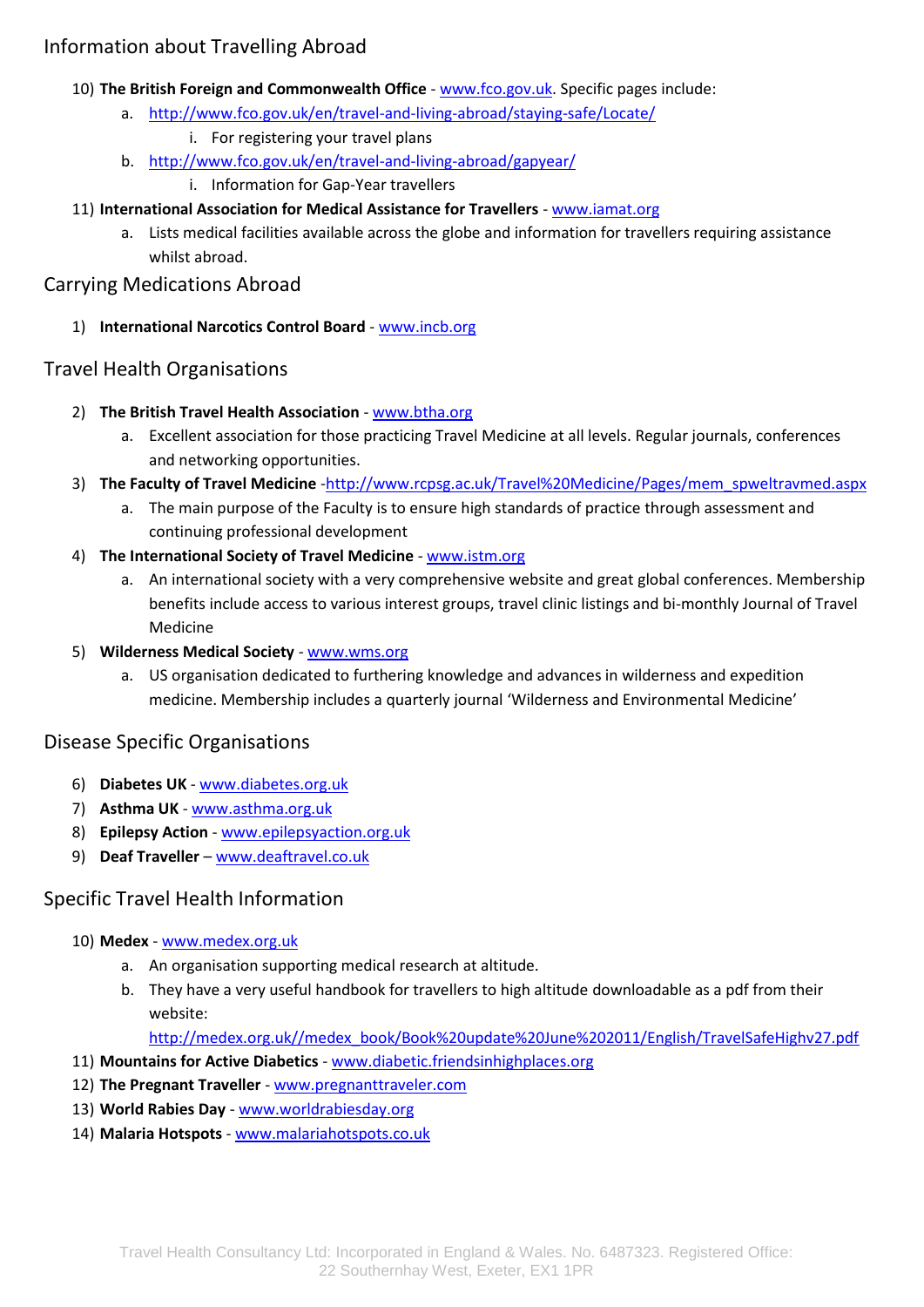## Information about Travelling Abroad

10) **The British Foreign and Commonwealth Office** - www.fco.gov.uk. Specific pages include:
    a. http://www.fco.gov.uk/en/travel-and-living-abroad/staying-safe/Locate/
        i. For registering your travel plans
    b. http://www.fco.gov.uk/en/travel-and-living-abroad/gapyear/
        i. Information for Gap-Year travellers
11) **International Association for Medical Assistance for Travellers** - www.iamat.org
    a. Lists medical facilities available across the globe and information for travellers requiring assistance whilst abroad.

## Carrying Medications Abroad

1) **International Narcotics Control Board** - www.incb.org

## Travel Health Organisations

2) **The British Travel Health Association** - www.btha.org
    a. Excellent association for those practicing Travel Medicine at all levels. Regular journals, conferences and networking opportunities.
3) **The Faculty of Travel Medicine** -http://www.rcpsg.ac.uk/Travel%20Medicine/Pages/mem_spweltravmed.aspx
    a. The main purpose of the Faculty is to ensure high standards of practice through assessment and continuing professional development
4) **The International Society of Travel Medicine** - www.istm.org
    a. An international society with a very comprehensive website and great global conferences. Membership benefits include access to various interest groups, travel clinic listings and bi-monthly Journal of Travel Medicine
5) **Wilderness Medical Society** - www.wms.org
    a. US organisation dedicated to furthering knowledge and advances in wilderness and expedition medicine. Membership includes a quarterly journal 'Wilderness and Environmental Medicine'

## Disease Specific Organisations

6) **Diabetes UK** - www.diabetes.org.uk
7) **Asthma UK** - www.asthma.org.uk
8) **Epilepsy Action** - www.epilepsyaction.org.uk
9) **Deaf Traveller** – www.deaftravel.co.uk

## Specific Travel Health Information

10) **Medex** - www.medex.org.uk
    a. An organisation supporting medical research at altitude.
    b. They have a very useful handbook for travellers to high altitude downloadable as a pdf from their website: http://medex.org.uk//medex_book/Book%20update%20June%202011/English/TravelSafeHighv27.pdf
11) **Mountains for Active Diabetics** - www.diabetic.friendsinhighplaces.org
12) **The Pregnant Traveller** - www.pregnanttraveler.com
13) **World Rabies Day** - www.worldrabiesday.org
14) **Malaria Hotspots** - www.malariahotspots.co.uk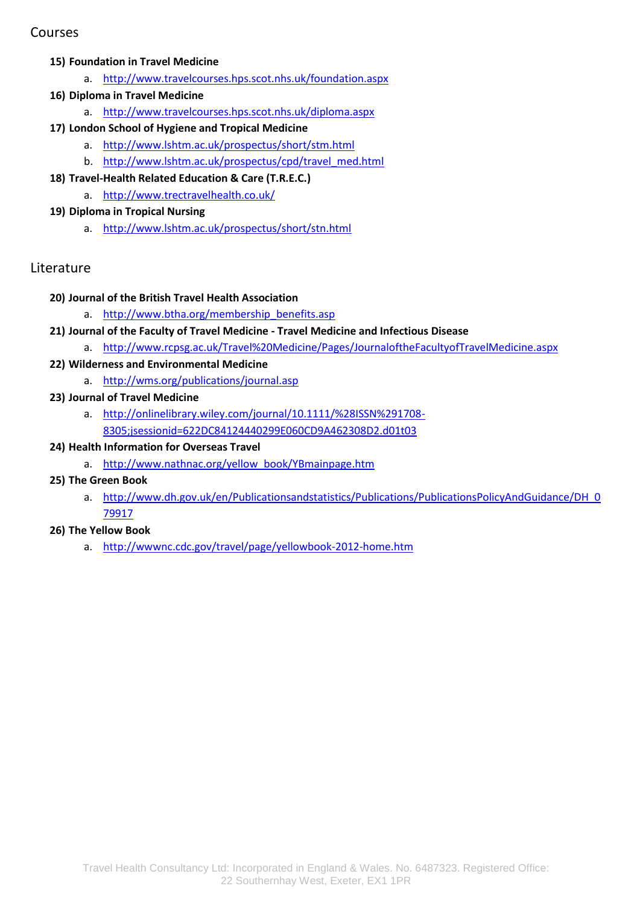## Courses

15) **Foundation in Travel Medicine**
    a. http://www.travelcourses.hps.scot.nhs.uk/foundation.aspx
16) **Diploma in Travel Medicine**
    a. http://www.travelcourses.hps.scot.nhs.uk/diploma.aspx
17) **London School of Hygiene and Tropical Medicine**
    a. http://www.lshtm.ac.uk/prospectus/short/stm.html
    b. http://www.lshtm.ac.uk/prospectus/cpd/travel_med.html
18) **Travel-Health Related Education & Care (T.R.E.C.)**
    a. http://www.trectravelhealth.co.uk/
19) **Diploma in Tropical Nursing**
    a. http://www.lshtm.ac.uk/prospectus/short/stn.html

## Literature

20) **Journal of the British Travel Health Association**
    a. http://www.btha.org/membership_benefits.asp
21) **Journal of the Faculty of Travel Medicine - Travel Medicine and Infectious Disease**
    a. http://www.rcpsg.ac.uk/Travel%20Medicine/Pages/JournaloftheFacultyofTravelMedicine.aspx
22) **Wilderness and Environmental Medicine**
    a. http://wms.org/publications/journal.asp
23) **Journal of Travel Medicine**
    a. http://onlinelibrary.wiley.com/journal/10.1111/%28ISSN%291708-8305;jsessionid=622DC84124440299E060CD9A462308D2.d01t03
24) **Health Information for Overseas Travel**
    a. http://www.nathnac.org/yellow_book/YBmainpage.htm
25) **The Green Book**
    a. http://www.dh.gov.uk/en/Publicationsandstatistics/Publications/PublicationsPolicyAndGuidance/DH_079917
26) **The Yellow Book**
    a. http://wwwnc.cdc.gov/travel/page/yellowbook-2012-home.htm